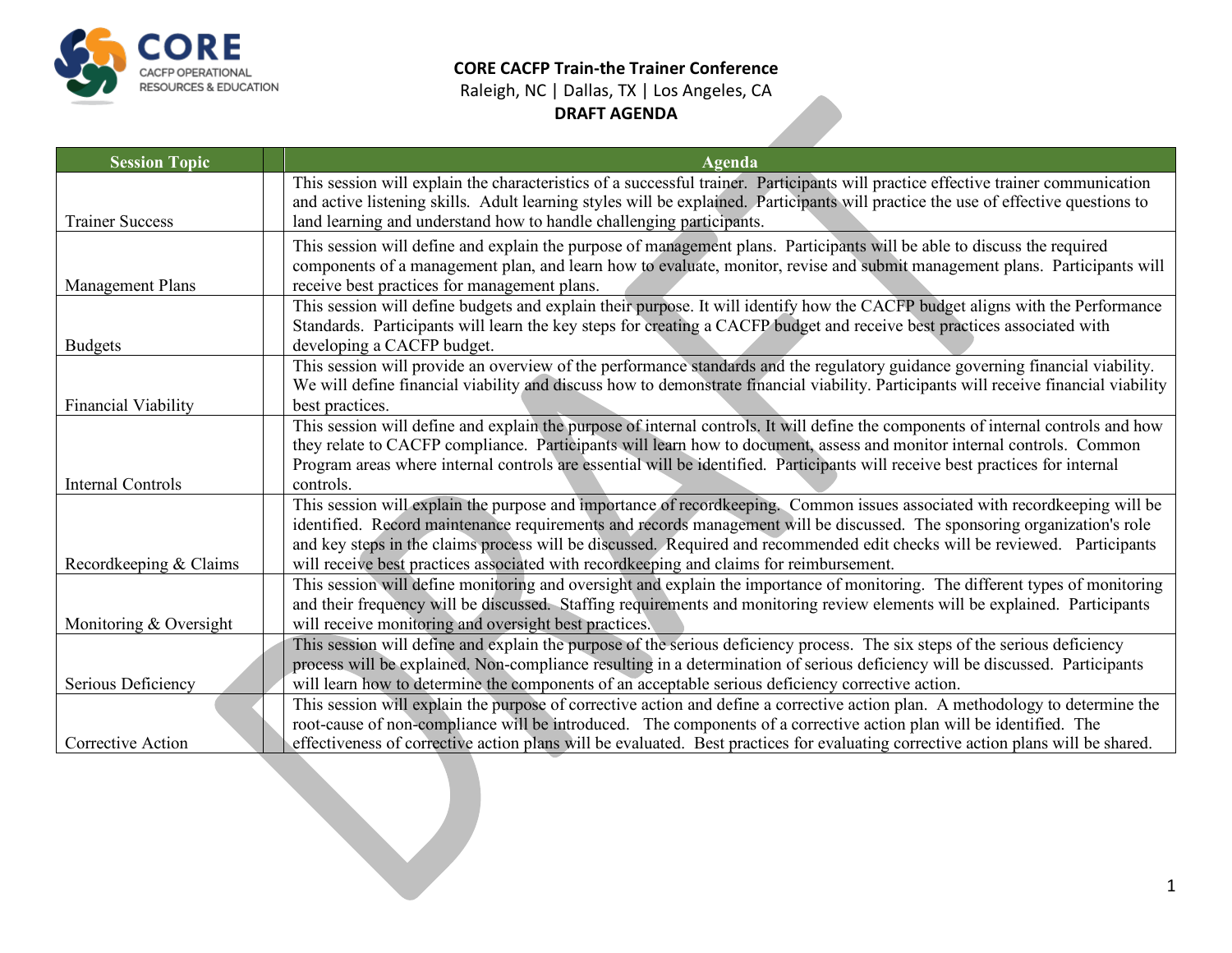**CORE CACFP Train-the Trainer Conference**

Raleigh, NC | Dallas, TX | Los Angeles, CA

**DRAFT AGENDA**

| Session Topic | Agenda |
|---|---|
| Trainer Success | This session will explain the characteristics of a successful trainer. Participants will practice effective trainer communication and active listening skills. Adult learning styles will be explained. Participants will practice the use of effective questions to land learning and understand how to handle challenging participants. |
| Management Plans | This session will define and explain the purpose of management plans. Participants will be able to discuss the required components of a management plan, and learn how to evaluate, monitor, revise and submit management plans. Participants will receive best practices for management plans. |
| Budgets | This session will define budgets and explain their purpose. It will identify how the CACFP budget aligns with the Performance Standards. Participants will learn the key steps for creating a CACFP budget and receive best practices associated with developing a CACFP budget. |
| Financial Viability | This session will provide an overview of the performance standards and the regulatory guidance governing financial viability. We will define financial viability and discuss how to demonstrate financial viability. Participants will receive financial viability best practices. |
| Internal Controls | This session will define and explain the purpose of internal controls. It will define the components of internal controls and how they relate to CACFP compliance. Participants will learn how to document, assess and monitor internal controls. Common Program areas where internal controls are essential will be identified. Participants will receive best practices for internal controls. |
| Recordkeeping & Claims | This session will explain the purpose and importance of recordkeeping. Common issues associated with recordkeeping will be identified. Record maintenance requirements and records management will be discussed. The sponsoring organization's role and key steps in the claims process will be discussed. Required and recommended edit checks will be reviewed. Participants will receive best practices associated with recordkeeping and claims for reimbursement. |
| Monitoring & Oversight | This session will define monitoring and oversight and explain the importance of monitoring. The different types of monitoring and their frequency will be discussed. Staffing requirements and monitoring review elements will be explained. Participants will receive monitoring and oversight best practices. |
| Serious Deficiency | This session will define and explain the purpose of the serious deficiency process. The six steps of the serious deficiency process will be explained. Non-compliance resulting in a determination of serious deficiency will be discussed. Participants will learn how to determine the components of an acceptable serious deficiency corrective action. |
| Corrective Action | This session will explain the purpose of corrective action and define a corrective action plan. A methodology to determine the root-cause of non-compliance will be introduced. The components of a corrective action plan will be identified. The effectiveness of corrective action plans will be evaluated. Best practices for evaluating corrective action plans will be shared. |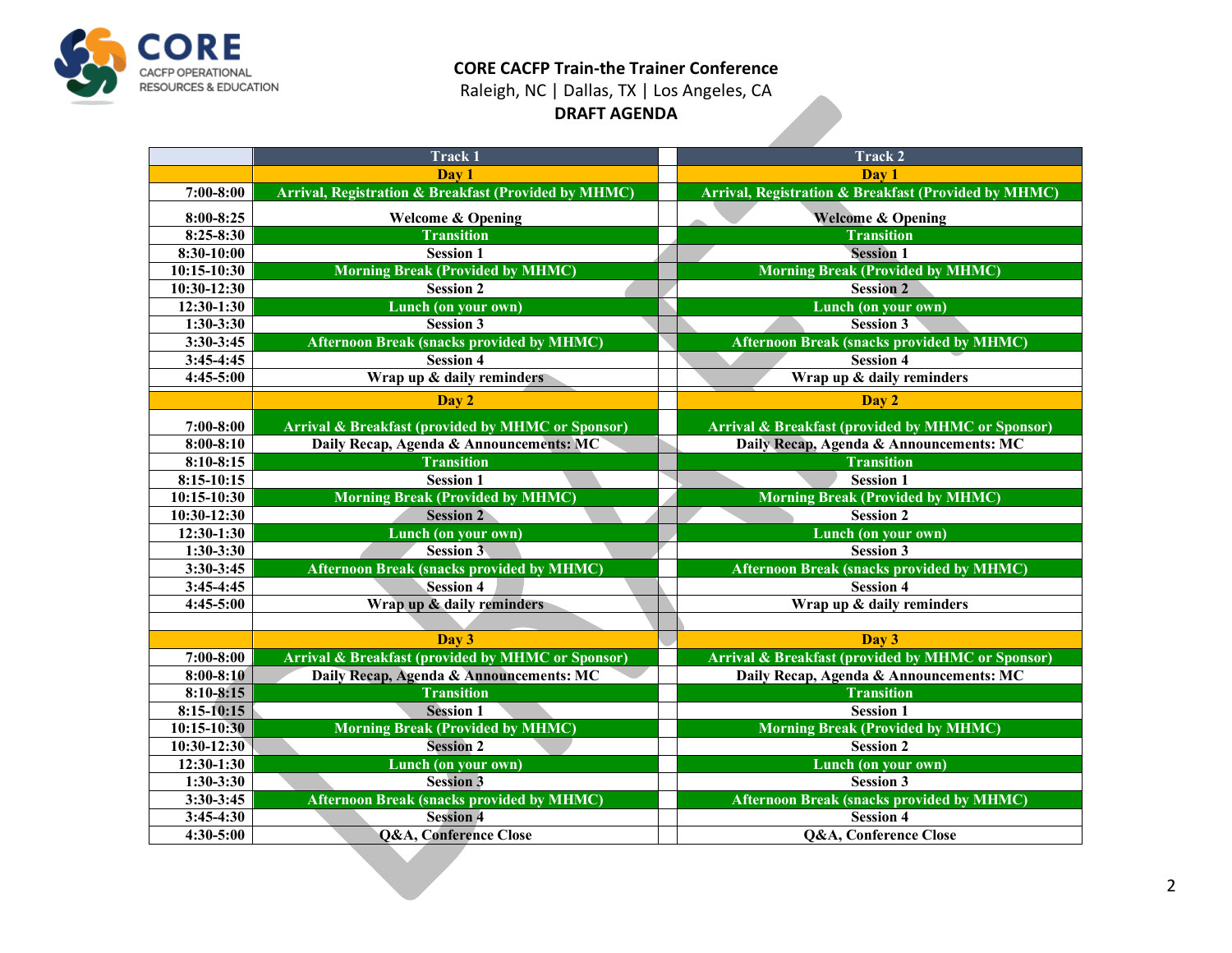**CORE CACFP Train-the Trainer Conference**

Raleigh, NC | Dallas, TX | Los Angeles, CA

**DRAFT AGENDA**

| | Track 1 | Track 2 |
|---|---|---|
| | **Day 1** | **Day 1** |
| 7:00-8:00 | Arrival, Registration & Breakfast (Provided by MHMC) | Arrival, Registration & Breakfast (Provided by MHMC) |
| 8:00-8:25 | Welcome & Opening | Welcome & Opening |
| 8:25-8:30 | Transition | Transition |
| 8:30-10:00 | Session 1 | Session 1 |
| 10:15-10:30 | Morning Break (Provided by MHMC) | Morning Break (Provided by MHMC) |
| 10:30-12:30 | Session 2 | Session 2 |
| 12:30-1:30 | Lunch (on your own) | Lunch (on your own) |
| 1:30-3:30 | Session 3 | Session 3 |
| 3:30-3:45 | Afternoon Break (snacks provided by MHMC) | Afternoon Break (snacks provided by MHMC) |
| 3:45-4:45 | Session 4 | Session 4 |
| 4:45-5:00 | Wrap up & daily reminders | Wrap up & daily reminders |
| | **Day 2** | **Day 2** |
| 7:00-8:00 | Arrival & Breakfast (provided by MHMC or Sponsor) | Arrival & Breakfast (provided by MHMC or Sponsor) |
| 8:00-8:10 | Daily Recap, Agenda & Announcements: MC | Daily Recap, Agenda & Announcements: MC |
| 8:10-8:15 | Transition | Transition |
| 8:15-10:15 | Session 1 | Session 1 |
| 10:15-10:30 | Morning Break (Provided by MHMC) | Morning Break (Provided by MHMC) |
| 10:30-12:30 | Session 2 | Session 2 |
| 12:30-1:30 | Lunch (on your own) | Lunch (on your own) |
| 1:30-3:30 | Session 3 | Session 3 |
| 3:30-3:45 | Afternoon Break (snacks provided by MHMC) | Afternoon Break (snacks provided by MHMC) |
| 3:45-4:45 | Session 4 | Session 4 |
| 4:45-5:00 | Wrap up & daily reminders | Wrap up & daily reminders |
| | **Day 3** | **Day 3** |
| 7:00-8:00 | Arrival & Breakfast (provided by MHMC or Sponsor) | Arrival & Breakfast (provided by MHMC or Sponsor) |
| 8:00-8:10 | Daily Recap, Agenda & Announcements: MC | Daily Recap, Agenda & Announcements: MC |
| 8:10-8:15 | Transition | Transition |
| 8:15-10:15 | Session 1 | Session 1 |
| 10:15-10:30 | Morning Break (Provided by MHMC) | Morning Break (Provided by MHMC) |
| 10:30-12:30 | Session 2 | Session 2 |
| 12:30-1:30 | Lunch (on your own) | Lunch (on your own) |
| 1:30-3:30 | Session 3 | Session 3 |
| 3:30-3:45 | Afternoon Break (snacks provided by MHMC) | Afternoon Break (snacks provided by MHMC) |
| 3:45-4:30 | Session 4 | Session 4 |
| 4:30-5:00 | Q&A, Conference Close | Q&A, Conference Close |